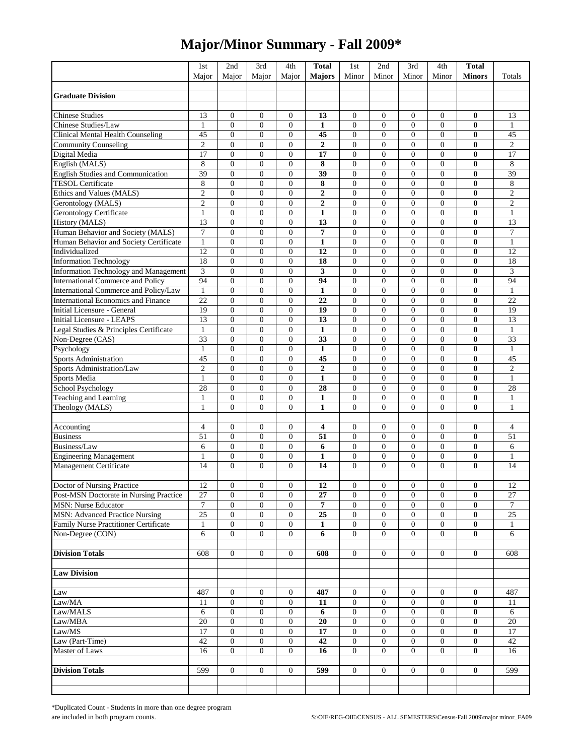# Major/Minor Summary - Fall 2009*

| | 1st Major | 2nd Major | 3rd Major | 4th Major | **Total Majors** | 1st Minor | 2nd Minor | 3rd Minor | 4th Minor | **Total Minors** | Totals |
|---|---|---|---|---|---|---|---|---|---|---|---|
| **Graduate Division** | | | | | | | | | | | |
| Chinese Studies | 13 | 0 | 0 | 0 | **13** | 0 | 0 | 0 | 0 | **0** | 13 |
| Chinese Studies/Law | 1 | 0 | 0 | 0 | **1** | 0 | 0 | 0 | 0 | **0** | 1 |
| Clinical Mental Health Counseling | 45 | 0 | 0 | 0 | **45** | 0 | 0 | 0 | 0 | **0** | 45 |
| Community Counseling | 2 | 0 | 0 | 0 | **2** | 0 | 0 | 0 | 0 | **0** | 2 |
| Digital Media | 17 | 0 | 0 | 0 | **17** | 0 | 0 | 0 | 0 | **0** | 17 |
| English (MALS) | 8 | 0 | 0 | 0 | **8** | 0 | 0 | 0 | 0 | **0** | 8 |
| English Studies and Communication | 39 | 0 | 0 | 0 | **39** | 0 | 0 | 0 | 0 | **0** | 39 |
| TESOL Certificate | 8 | 0 | 0 | 0 | **8** | 0 | 0 | 0 | 0 | **0** | 8 |
| Ethics and Values (MALS) | 2 | 0 | 0 | 0 | **2** | 0 | 0 | 0 | 0 | **0** | 2 |
| Gerontology (MALS) | 2 | 0 | 0 | 0 | **2** | 0 | 0 | 0 | 0 | **0** | 2 |
| Gerontology Certificate | 1 | 0 | 0 | 0 | **1** | 0 | 0 | 0 | 0 | **0** | 1 |
| History (MALS) | 13 | 0 | 0 | 0 | **13** | 0 | 0 | 0 | 0 | **0** | 13 |
| Human Behavior and Society (MALS) | 7 | 0 | 0 | 0 | **7** | 0 | 0 | 0 | 0 | **0** | 7 |
| Human Behavior and Society Certificate | 1 | 0 | 0 | 0 | **1** | 0 | 0 | 0 | 0 | **0** | 1 |
| Individualized | 12 | 0 | 0 | 0 | **12** | 0 | 0 | 0 | 0 | **0** | 12 |
| Information Technology | 18 | 0 | 0 | 0 | **18** | 0 | 0 | 0 | 0 | **0** | 18 |
| Information Technology and Management | 3 | 0 | 0 | 0 | **3** | 0 | 0 | 0 | 0 | **0** | 3 |
| International Commerce and Policy | 94 | 0 | 0 | 0 | **94** | 0 | 0 | 0 | 0 | **0** | 94 |
| International Commerce and Policy/Law | 1 | 0 | 0 | 0 | **1** | 0 | 0 | 0 | 0 | **0** | 1 |
| International Economics and Finance | 22 | 0 | 0 | 0 | **22** | 0 | 0 | 0 | 0 | **0** | 22 |
| Initial Licensure - General | 19 | 0 | 0 | 0 | **19** | 0 | 0 | 0 | 0 | **0** | 19 |
| Initial Licensure - LEAPS | 13 | 0 | 0 | 0 | **13** | 0 | 0 | 0 | 0 | **0** | 13 |
| Legal Studies & Principles Certificate | 1 | 0 | 0 | 0 | **1** | 0 | 0 | 0 | 0 | **0** | 1 |
| Non-Degree (CAS) | 33 | 0 | 0 | 0 | **33** | 0 | 0 | 0 | 0 | **0** | 33 |
| Psychology | 1 | 0 | 0 | 0 | **1** | 0 | 0 | 0 | 0 | **0** | 1 |
| Sports Administration | 45 | 0 | 0 | 0 | **45** | 0 | 0 | 0 | 0 | **0** | 45 |
| Sports Administration/Law | 2 | 0 | 0 | 0 | **2** | 0 | 0 | 0 | 0 | **0** | 2 |
| Sports Media | 1 | 0 | 0 | 0 | **1** | 0 | 0 | 0 | 0 | **0** | 1 |
| School Psychology | 28 | 0 | 0 | 0 | **28** | 0 | 0 | 0 | 0 | **0** | 28 |
| Teaching and Learning | 1 | 0 | 0 | 0 | **1** | 0 | 0 | 0 | 0 | **0** | 1 |
| Theology (MALS) | 1 | 0 | 0 | 0 | **1** | 0 | 0 | 0 | 0 | **0** | 1 |
| | | | | | | | | | | | |
| Accounting | 4 | 0 | 0 | 0 | **4** | 0 | 0 | 0 | 0 | **0** | 4 |
| Business | 51 | 0 | 0 | 0 | **51** | 0 | 0 | 0 | 0 | **0** | 51 |
| Business/Law | 6 | 0 | 0 | 0 | **6** | 0 | 0 | 0 | 0 | **0** | 6 |
| Engineering Management | 1 | 0 | 0 | 0 | **1** | 0 | 0 | 0 | 0 | **0** | 1 |
| Management Certificate | 14 | 0 | 0 | 0 | **14** | 0 | 0 | 0 | 0 | **0** | 14 |
| | | | | | | | | | | | |
| Doctor of Nursing Practice | 12 | 0 | 0 | 0 | **12** | 0 | 0 | 0 | 0 | **0** | 12 |
| Post-MSN Doctorate in Nursing Practice | 27 | 0 | 0 | 0 | **27** | 0 | 0 | 0 | 0 | **0** | 27 |
| MSN: Nurse Educator | 7 | 0 | 0 | 0 | **7** | 0 | 0 | 0 | 0 | **0** | 7 |
| MSN: Advanced Practice Nursing | 25 | 0 | 0 | 0 | **25** | 0 | 0 | 0 | 0 | **0** | 25 |
| Family Nurse Practitioner Certificate | 1 | 0 | 0 | 0 | **1** | 0 | 0 | 0 | 0 | **0** | 1 |
| Non-Degree (CON) | 6 | 0 | 0 | 0 | **6** | 0 | 0 | 0 | 0 | **0** | 6 |
| | | | | | | | | | | | |
| **Division Totals** | 608 | 0 | 0 | 0 | **608** | 0 | 0 | 0 | 0 | **0** | 608 |
| | | | | | | | | | | | |
| **Law Division** | | | | | | | | | | | |
| Law | 487 | 0 | 0 | 0 | **487** | 0 | 0 | 0 | 0 | **0** | 487 |
| Law/MA | 11 | 0 | 0 | 0 | **11** | 0 | 0 | 0 | 0 | **0** | 11 |
| Law/MALS | 6 | 0 | 0 | 0 | **6** | 0 | 0 | 0 | 0 | **0** | 6 |
| Law/MBA | 20 | 0 | 0 | 0 | **20** | 0 | 0 | 0 | 0 | **0** | 20 |
| Law/MS | 17 | 0 | 0 | 0 | **17** | 0 | 0 | 0 | 0 | **0** | 17 |
| Law (Part-Time) | 42 | 0 | 0 | 0 | **42** | 0 | 0 | 0 | 0 | **0** | 42 |
| Master of Laws | 16 | 0 | 0 | 0 | **16** | 0 | 0 | 0 | 0 | **0** | 16 |
| | | | | | | | | | | | |
| **Division Totals** | 599 | 0 | 0 | 0 | **599** | 0 | 0 | 0 | 0 | **0** | 599 |

*Duplicated Count - Students in more than one degree program are included in both program counts.

S:\OIE\REG-OIE\CENSUS - ALL SEMESTERS\Census-Fall 2009\major minor_FA09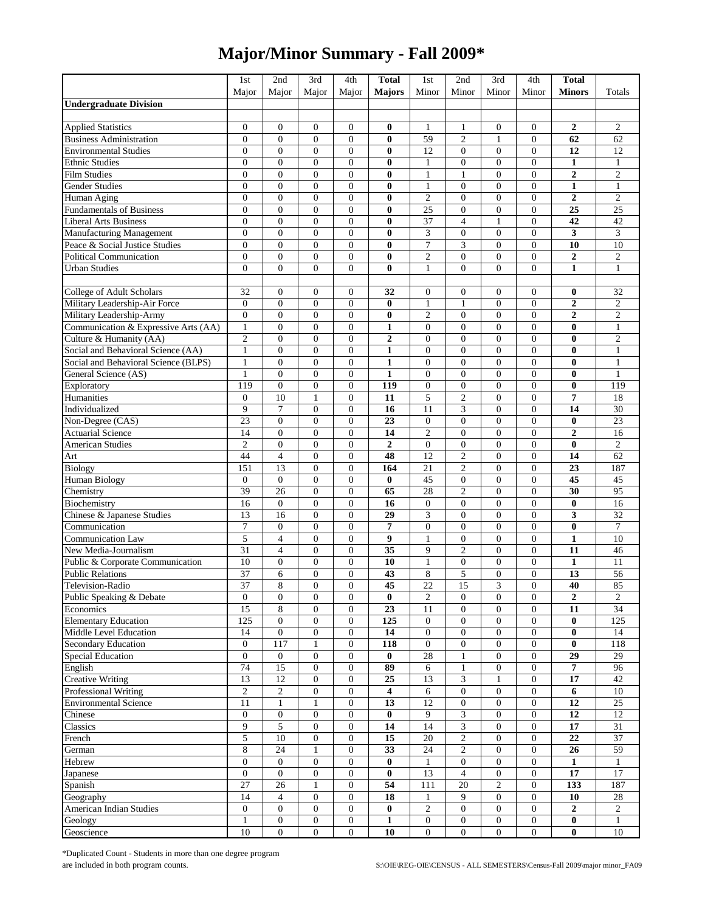# Major/Minor Summary - Fall 2009*

| | 1st Major | 2nd Major | 3rd Major | 4th Major | **Total Majors** | 1st Minor | 2nd Minor | 3rd Minor | 4th Minor | **Total Minors** | Totals |
|---|---|---|---|---|---|---|---|---|---|---|---|
| **Undergraduate Division** | | | | | | | | | | | |
| | | | | | | | | | | | |
| Applied Statistics | 0 | 0 | 0 | 0 | **0** | 1 | 1 | 0 | 0 | **2** | 2 |
| Business Administration | 0 | 0 | 0 | 0 | **0** | 59 | 2 | 1 | 0 | **62** | 62 |
| Environmental Studies | 0 | 0 | 0 | 0 | **0** | 12 | 0 | 0 | 0 | **12** | 12 |
| Ethnic Studies | 0 | 0 | 0 | 0 | **0** | 1 | 0 | 0 | 0 | **1** | 1 |
| Film Studies | 0 | 0 | 0 | 0 | **0** | 1 | 1 | 0 | 0 | **2** | 2 |
| Gender Studies | 0 | 0 | 0 | 0 | **0** | 1 | 0 | 0 | 0 | **1** | 1 |
| Human Aging | 0 | 0 | 0 | 0 | **0** | 2 | 0 | 0 | 0 | **2** | 2 |
| Fundamentals of Business | 0 | 0 | 0 | 0 | **0** | 25 | 0 | 0 | 0 | **25** | 25 |
| Liberal Arts Business | 0 | 0 | 0 | 0 | **0** | 37 | 4 | 1 | 0 | **42** | 42 |
| Manufacturing Management | 0 | 0 | 0 | 0 | **0** | 3 | 0 | 0 | 0 | **3** | 3 |
| Peace & Social Justice Studies | 0 | 0 | 0 | 0 | **0** | 7 | 3 | 0 | 0 | **10** | 10 |
| Political Communication | 0 | 0 | 0 | 0 | **0** | 2 | 0 | 0 | 0 | **2** | 2 |
| Urban Studies | 0 | 0 | 0 | 0 | **0** | 1 | 0 | 0 | 0 | **1** | 1 |
| | | | | | | | | | | | |
| College of Adult Scholars | 32 | 0 | 0 | 0 | **32** | 0 | 0 | 0 | 0 | **0** | 32 |
| Military Leadership-Air Force | 0 | 0 | 0 | 0 | **0** | 1 | 1 | 0 | 0 | **2** | 2 |
| Military Leadership-Army | 0 | 0 | 0 | 0 | **0** | 2 | 0 | 0 | 0 | **2** | 2 |
| Communication & Expressive Arts (AA) | 1 | 0 | 0 | 0 | **1** | 0 | 0 | 0 | 0 | **0** | 1 |
| Culture & Humanity (AA) | 2 | 0 | 0 | 0 | **2** | 0 | 0 | 0 | 0 | **0** | 2 |
| Social and Behavioral Science (AA) | 1 | 0 | 0 | 0 | **1** | 0 | 0 | 0 | 0 | **0** | 1 |
| Social and Behavioral Science (BLPS) | 1 | 0 | 0 | 0 | **1** | 0 | 0 | 0 | 0 | **0** | 1 |
| General Science (AS) | 1 | 0 | 0 | 0 | **1** | 0 | 0 | 0 | 0 | **0** | 1 |
| Exploratory | 119 | 0 | 0 | 0 | **119** | 0 | 0 | 0 | 0 | **0** | 119 |
| Humanities | 0 | 10 | 1 | 0 | **11** | 5 | 2 | 0 | 0 | **7** | 18 |
| Individualized | 9 | 7 | 0 | 0 | **16** | 11 | 3 | 0 | 0 | **14** | 30 |
| Non-Degree (CAS) | 23 | 0 | 0 | 0 | **23** | 0 | 0 | 0 | 0 | **0** | 23 |
| Actuarial Science | 14 | 0 | 0 | 0 | **14** | 2 | 0 | 0 | 0 | **2** | 16 |
| American Studies | 2 | 0 | 0 | 0 | **2** | 0 | 0 | 0 | 0 | **0** | 2 |
| Art | 44 | 4 | 0 | 0 | **48** | 12 | 2 | 0 | 0 | **14** | 62 |
| Biology | 151 | 13 | 0 | 0 | **164** | 21 | 2 | 0 | 0 | **23** | 187 |
| Human Biology | 0 | 0 | 0 | 0 | **0** | 45 | 0 | 0 | 0 | **45** | 45 |
| Chemistry | 39 | 26 | 0 | 0 | **65** | 28 | 2 | 0 | 0 | **30** | 95 |
| Biochemistry | 16 | 0 | 0 | 0 | **16** | 0 | 0 | 0 | 0 | **0** | 16 |
| Chinese & Japanese Studies | 13 | 16 | 0 | 0 | **29** | 3 | 0 | 0 | 0 | **3** | 32 |
| Communication | 7 | 0 | 0 | 0 | **7** | 0 | 0 | 0 | 0 | **0** | 7 |
| Communication Law | 5 | 4 | 0 | 0 | **9** | 1 | 0 | 0 | 0 | **1** | 10 |
| New Media-Journalism | 31 | 4 | 0 | 0 | **35** | 9 | 2 | 0 | 0 | **11** | 46 |
| Public & Corporate Communication | 10 | 0 | 0 | 0 | **10** | 1 | 0 | 0 | 0 | **1** | 11 |
| Public Relations | 37 | 6 | 0 | 0 | **43** | 8 | 5 | 0 | 0 | **13** | 56 |
| Television-Radio | 37 | 8 | 0 | 0 | **45** | 22 | 15 | 3 | 0 | **40** | 85 |
| Public Speaking & Debate | 0 | 0 | 0 | 0 | **0** | 2 | 0 | 0 | 0 | **2** | 2 |
| Economics | 15 | 8 | 0 | 0 | **23** | 11 | 0 | 0 | 0 | **11** | 34 |
| Elementary Education | 125 | 0 | 0 | 0 | **125** | 0 | 0 | 0 | 0 | **0** | 125 |
| Middle Level Education | 14 | 0 | 0 | 0 | **14** | 0 | 0 | 0 | 0 | **0** | 14 |
| Secondary Education | 0 | 117 | 1 | 0 | **118** | 0 | 0 | 0 | 0 | **0** | 118 |
| Special Education | 0 | 0 | 0 | 0 | **0** | 28 | 1 | 0 | 0 | **29** | 29 |
| English | 74 | 15 | 0 | 0 | **89** | 6 | 1 | 0 | 0 | **7** | 96 |
| Creative Writing | 13 | 12 | 0 | 0 | **25** | 13 | 3 | 1 | 0 | **17** | 42 |
| Professional Writing | 2 | 2 | 0 | 0 | **4** | 6 | 0 | 0 | 0 | **6** | 10 |
| Environmental Science | 11 | 1 | 1 | 0 | **13** | 12 | 0 | 0 | 0 | **12** | 25 |
| Chinese | 0 | 0 | 0 | 0 | **0** | 9 | 3 | 0 | 0 | **12** | 12 |
| Classics | 9 | 5 | 0 | 0 | **14** | 14 | 3 | 0 | 0 | **17** | 31 |
| French | 5 | 10 | 0 | 0 | **15** | 20 | 2 | 0 | 0 | **22** | 37 |
| German | 8 | 24 | 1 | 0 | **33** | 24 | 2 | 0 | 0 | **26** | 59 |
| Hebrew | 0 | 0 | 0 | 0 | **0** | 1 | 0 | 0 | 0 | **1** | 1 |
| Japanese | 0 | 0 | 0 | 0 | **0** | 13 | 4 | 0 | 0 | **17** | 17 |
| Spanish | 27 | 26 | 1 | 0 | **54** | 111 | 20 | 2 | 0 | **133** | 187 |
| Geography | 14 | 4 | 0 | 0 | **18** | 1 | 9 | 0 | 0 | **10** | 28 |
| American Indian Studies | 0 | 0 | 0 | 0 | **0** | 2 | 0 | 0 | 0 | **2** | 2 |
| Geology | 1 | 0 | 0 | 0 | **1** | 0 | 0 | 0 | 0 | **0** | 1 |
| Geoscience | 10 | 0 | 0 | 0 | **10** | 0 | 0 | 0 | 0 | **0** | 10 |

*Duplicated Count - Students in more than one degree program are included in both program counts.

S:\OIE\REG-OIE\CENSUS - ALL SEMESTERS\Census-Fall 2009\major minor_FA09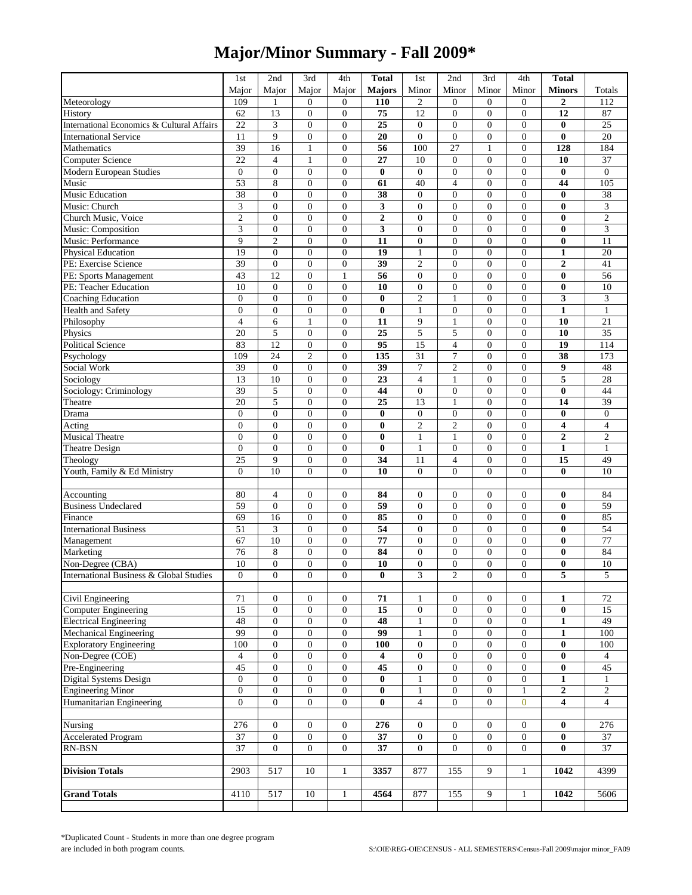# Major/Minor Summary - Fall 2009*

| | 1st Major | 2nd Major | 3rd Major | 4th Major | **Total Majors** | 1st Minor | 2nd Minor | 3rd Minor | 4th Minor | **Total Minors** | Totals |
|---|---|---|---|---|---|---|---|---|---|---|---|
| Meteorology | 109 | 1 | 0 | 0 | **110** | 2 | 0 | 0 | 0 | **2** | 112 |
| History | 62 | 13 | 0 | 0 | **75** | 12 | 0 | 0 | 0 | **12** | 87 |
| International Economics & Cultural Affairs | 22 | 3 | 0 | 0 | **25** | 0 | 0 | 0 | 0 | **0** | 25 |
| International Service | 11 | 9 | 0 | 0 | **20** | 0 | 0 | 0 | 0 | **0** | 20 |
| Mathematics | 39 | 16 | 1 | 0 | **56** | 100 | 27 | 1 | 0 | **128** | 184 |
| Computer Science | 22 | 4 | 1 | 0 | **27** | 10 | 0 | 0 | 0 | **10** | 37 |
| Modern European Studies | 0 | 0 | 0 | 0 | **0** | 0 | 0 | 0 | 0 | **0** | 0 |
| Music | 53 | 8 | 0 | 0 | **61** | 40 | 4 | 0 | 0 | **44** | 105 |
| Music Education | 38 | 0 | 0 | 0 | **38** | 0 | 0 | 0 | 0 | **0** | 38 |
| Music: Church | 3 | 0 | 0 | 0 | **3** | 0 | 0 | 0 | 0 | **0** | 3 |
| Church Music, Voice | 2 | 0 | 0 | 0 | **2** | 0 | 0 | 0 | 0 | **0** | 2 |
| Music: Composition | 3 | 0 | 0 | 0 | **3** | 0 | 0 | 0 | 0 | **0** | 3 |
| Music: Performance | 9 | 2 | 0 | 0 | **11** | 0 | 0 | 0 | 0 | **0** | 11 |
| Physical Education | 19 | 0 | 0 | 0 | **19** | 1 | 0 | 0 | 0 | **1** | 20 |
| PE: Exercise Science | 39 | 0 | 0 | 0 | **39** | 2 | 0 | 0 | 0 | **2** | 41 |
| PE: Sports Management | 43 | 12 | 0 | 1 | **56** | 0 | 0 | 0 | 0 | **0** | 56 |
| PE: Teacher Education | 10 | 0 | 0 | 0 | **10** | 0 | 0 | 0 | 0 | **0** | 10 |
| Coaching Education | 0 | 0 | 0 | 0 | **0** | 2 | 1 | 0 | 0 | **3** | 3 |
| Health and Safety | 0 | 0 | 0 | 0 | **0** | 1 | 0 | 0 | 0 | **1** | 1 |
| Philosophy | 4 | 6 | 1 | 0 | **11** | 9 | 1 | 0 | 0 | **10** | 21 |
| Physics | 20 | 5 | 0 | 0 | **25** | 5 | 5 | 0 | 0 | **10** | 35 |
| Political Science | 83 | 12 | 0 | 0 | **95** | 15 | 4 | 0 | 0 | **19** | 114 |
| Psychology | 109 | 24 | 2 | 0 | **135** | 31 | 7 | 0 | 0 | **38** | 173 |
| Social Work | 39 | 0 | 0 | 0 | **39** | 7 | 2 | 0 | 0 | **9** | 48 |
| Sociology | 13 | 10 | 0 | 0 | **23** | 4 | 1 | 0 | 0 | **5** | 28 |
| Sociology: Criminology | 39 | 5 | 0 | 0 | **44** | 0 | 0 | 0 | 0 | **0** | 44 |
| Theatre | 20 | 5 | 0 | 0 | **25** | 13 | 1 | 0 | 0 | **14** | 39 |
| Drama | 0 | 0 | 0 | 0 | **0** | 0 | 0 | 0 | 0 | **0** | 0 |
| Acting | 0 | 0 | 0 | 0 | **0** | 2 | 2 | 0 | 0 | **4** | 4 |
| Musical Theatre | 0 | 0 | 0 | 0 | **0** | 1 | 1 | 0 | 0 | **2** | 2 |
| Theatre Design | 0 | 0 | 0 | 0 | **0** | 1 | 0 | 0 | 0 | **1** | 1 |
| Theology | 25 | 9 | 0 | 0 | **34** | 11 | 4 | 0 | 0 | **15** | 49 |
| Youth, Family & Ed Ministry | 0 | 10 | 0 | 0 | **10** | 0 | 0 | 0 | 0 | **0** | 10 |
| | | | | | | | | | | | |
| Accounting | 80 | 4 | 0 | 0 | **84** | 0 | 0 | 0 | 0 | **0** | 84 |
| Business Undeclared | 59 | 0 | 0 | 0 | **59** | 0 | 0 | 0 | 0 | **0** | 59 |
| Finance | 69 | 16 | 0 | 0 | **85** | 0 | 0 | 0 | 0 | **0** | 85 |
| International Business | 51 | 3 | 0 | 0 | **54** | 0 | 0 | 0 | 0 | **0** | 54 |
| Management | 67 | 10 | 0 | 0 | **77** | 0 | 0 | 0 | 0 | **0** | 77 |
| Marketing | 76 | 8 | 0 | 0 | **84** | 0 | 0 | 0 | 0 | **0** | 84 |
| Non-Degree (CBA) | 10 | 0 | 0 | 0 | **10** | 0 | 0 | 0 | 0 | **0** | 10 |
| International Business & Global Studies | 0 | 0 | 0 | 0 | **0** | 3 | 2 | 0 | 0 | **5** | 5 |
| | | | | | | | | | | | |
| Civil Engineering | 71 | 0 | 0 | 0 | **71** | 1 | 0 | 0 | 0 | **1** | 72 |
| Computer Engineering | 15 | 0 | 0 | 0 | **15** | 0 | 0 | 0 | 0 | **0** | 15 |
| Electrical Engineering | 48 | 0 | 0 | 0 | **48** | 1 | 0 | 0 | 0 | **1** | 49 |
| Mechanical Engineering | 99 | 0 | 0 | 0 | **99** | 1 | 0 | 0 | 0 | **1** | 100 |
| Exploratory Engineering | 100 | 0 | 0 | 0 | **100** | 0 | 0 | 0 | 0 | **0** | 100 |
| Non-Degree (COE) | 4 | 0 | 0 | 0 | **4** | 0 | 0 | 0 | 0 | **0** | 4 |
| Pre-Engineering | 45 | 0 | 0 | 0 | **45** | 0 | 0 | 0 | 0 | **0** | 45 |
| Digital Systems Design | 0 | 0 | 0 | 0 | **0** | 1 | 0 | 0 | 0 | **1** | 1 |
| Engineering Minor | 0 | 0 | 0 | 0 | **0** | 1 | 0 | 0 | 1 | **2** | 2 |
| Humanitarian Engineering | 0 | 0 | 0 | 0 | **0** | 4 | 0 | 0 | 0 | **4** | 4 |
| | | | | | | | | | | | |
| Nursing | 276 | 0 | 0 | 0 | **276** | 0 | 0 | 0 | 0 | **0** | 276 |
| Accelerated Program | 37 | 0 | 0 | 0 | **37** | 0 | 0 | 0 | 0 | **0** | 37 |
| RN-BSN | 37 | 0 | 0 | 0 | **37** | 0 | 0 | 0 | 0 | **0** | 37 |
| | | | | | | | | | | | |
| **Division Totals** | 2903 | 517 | 10 | 1 | **3357** | 877 | 155 | 9 | 1 | **1042** | 4399 |
| | | | | | | | | | | | |
| **Grand Totals** | 4110 | 517 | 10 | 1 | **4564** | 877 | 155 | 9 | 1 | **1042** | 5606 |

*Duplicated Count - Students in more than one degree program are included in both program counts.

S:\OIE\REG-OIE\CENSUS - ALL SEMESTERS\Census-Fall 2009\major minor_FA09